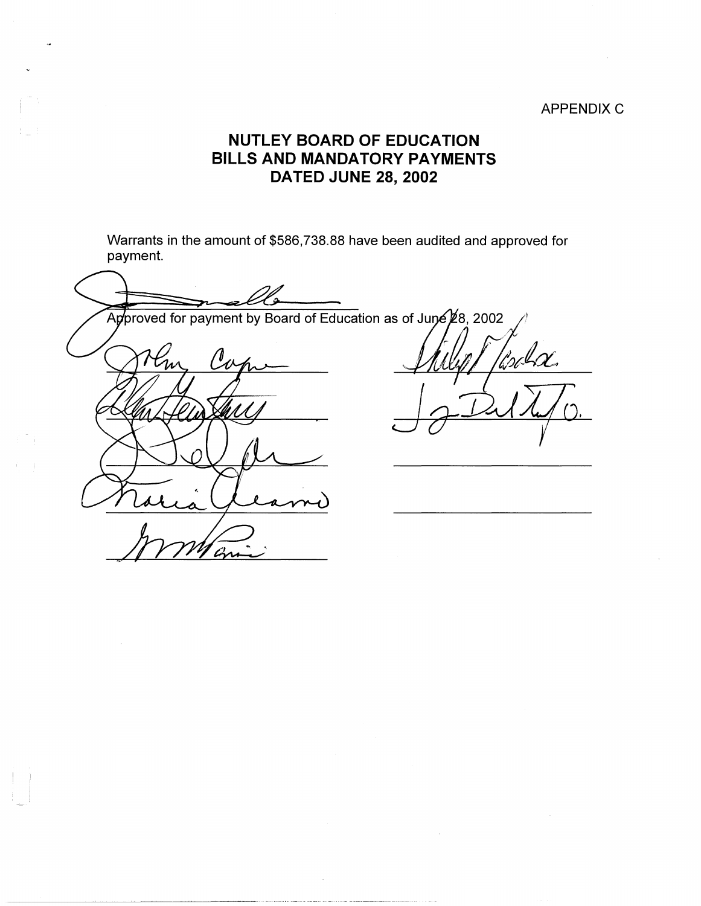APPENDIX C

# NUTLEY BOARD OF EDUCATION
# BILLS AND MANDATORY PAYMENTS
# DATED JUNE 28, 2002

Warrants in the amount of $586,738.88 have been audited and approved for payment.

Approved for payment by Board of Education as of June 28, 2002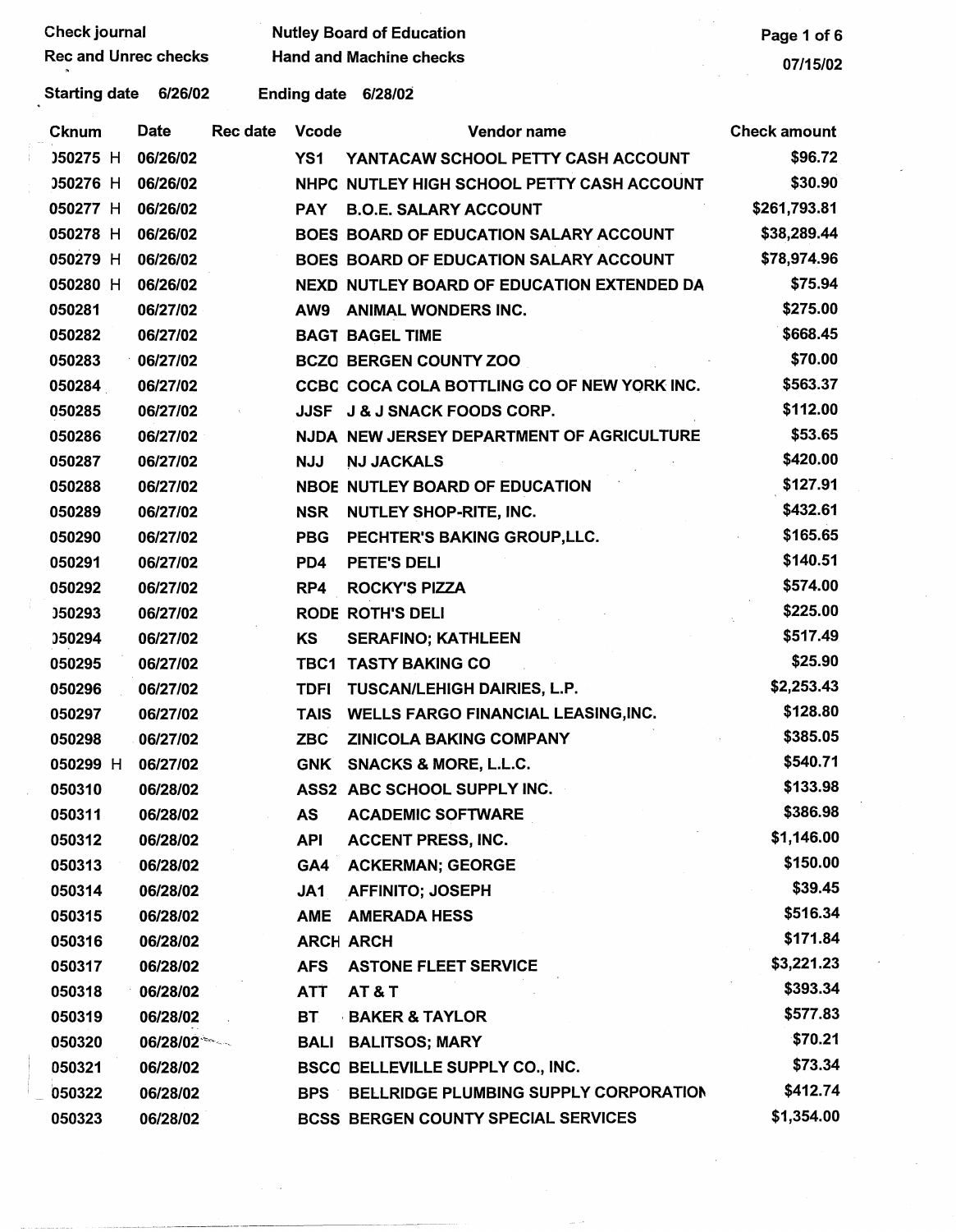Check journal | Nutley Board of Education
Rec and Unrec checks | Hand and Machine checks

07/15/02

Starting date 6/26/02 Ending date 6/28/02

| Cknum | Date | Rec date | Vcode | Vendor name | Check amount |
|---|---|---|---|---|---|
| )50275 H | 06/26/02 | | YS1 | YANTACAW SCHOOL PETTY CASH ACCOUNT | $96.72 |
| )50276 H | 06/26/02 | | NHPC | NUTLEY HIGH SCHOOL PETTY CASH ACCOUNT | $30.90 |
| 050277 H | 06/26/02 | | PAY | B.O.E. SALARY ACCOUNT | $261,793.81 |
| 050278 H | 06/26/02 | | BOES | BOARD OF EDUCATION SALARY ACCOUNT | $38,289.44 |
| 050279 H | 06/26/02 | | BOES | BOARD OF EDUCATION SALARY ACCOUNT | $78,974.96 |
| 050280 H | 06/26/02 | | NEXD | NUTLEY BOARD OF EDUCATION EXTENDED DA | $75.94 |
| 050281 | 06/27/02 | | AW9 | ANIMAL WONDERS INC. | $275.00 |
| 050282 | 06/27/02 | | BAGT | BAGEL TIME | $668.45 |
| 050283 | 06/27/02 | | BCZO | BERGEN COUNTY ZOO | $70.00 |
| 050284 | 06/27/02 | | CCBC | COCA COLA BOTTLING CO OF NEW YORK INC. | $563.37 |
| 050285 | 06/27/02 | | JJSF | J & J SNACK FOODS CORP. | $112.00 |
| 050286 | 06/27/02 | | NJDA | NEW JERSEY DEPARTMENT OF AGRICULTURE | $53.65 |
| 050287 | 06/27/02 | | NJJ | NJ JACKALS | $420.00 |
| 050288 | 06/27/02 | | NBOE | NUTLEY BOARD OF EDUCATION | $127.91 |
| 050289 | 06/27/02 | | NSR | NUTLEY SHOP-RITE, INC. | $432.61 |
| 050290 | 06/27/02 | | PBG | PECHTER'S BAKING GROUP,LLC. | $165.65 |
| 050291 | 06/27/02 | | PD4 | PETE'S DELI | $140.51 |
| 050292 | 06/27/02 | | RP4 | ROCKY'S PIZZA | $574.00 |
| )50293 | 06/27/02 | | RODE | ROTH'S DELI | $225.00 |
| )50294 | 06/27/02 | | KS | SERAFINO; KATHLEEN | $517.49 |
| 050295 | 06/27/02 | | TBC1 | TASTY BAKING CO | $25.90 |
| 050296 | 06/27/02 | | TDFI | TUSCAN/LEHIGH DAIRIES, L.P. | $2,253.43 |
| 050297 | 06/27/02 | | TAIS | WELLS FARGO FINANCIAL LEASING,INC. | $128.80 |
| 050298 | 06/27/02 | | ZBC | ZINICOLA BAKING COMPANY | $385.05 |
| 050299 H | 06/27/02 | | GNK | SNACKS & MORE, L.L.C. | $540.71 |
| 050310 | 06/28/02 | | ASS2 | ABC SCHOOL SUPPLY INC. | $133.98 |
| 050311 | 06/28/02 | | AS | ACADEMIC SOFTWARE | $386.98 |
| 050312 | 06/28/02 | | API | ACCENT PRESS, INC. | $1,146.00 |
| 050313 | 06/28/02 | | GA4 | ACKERMAN; GEORGE | $150.00 |
| 050314 | 06/28/02 | | JA1 | AFFINITO; JOSEPH | $39.45 |
| 050315 | 06/28/02 | | AME | AMERADA HESS | $516.34 |
| 050316 | 06/28/02 | | ARCH | ARCH | $171.84 |
| 050317 | 06/28/02 | | AFS | ASTONE FLEET SERVICE | $3,221.23 |
| 050318 | 06/28/02 | | ATT | AT & T | $393.34 |
| 050319 | 06/28/02 | | BT | BAKER & TAYLOR | $577.83 |
| 050320 | 06/28/02 | | BALI | BALITSOS; MARY | $70.21 |
| 050321 | 06/28/02 | | BSCO | BELLEVILLE SUPPLY CO., INC. | $73.34 |
| 050322 | 06/28/02 | | BPS | BELLRIDGE PLUMBING SUPPLY CORPORATION | $412.74 |
| 050323 | 06/28/02 | | BCSS | BERGEN COUNTY SPECIAL SERVICES | $1,354.00 |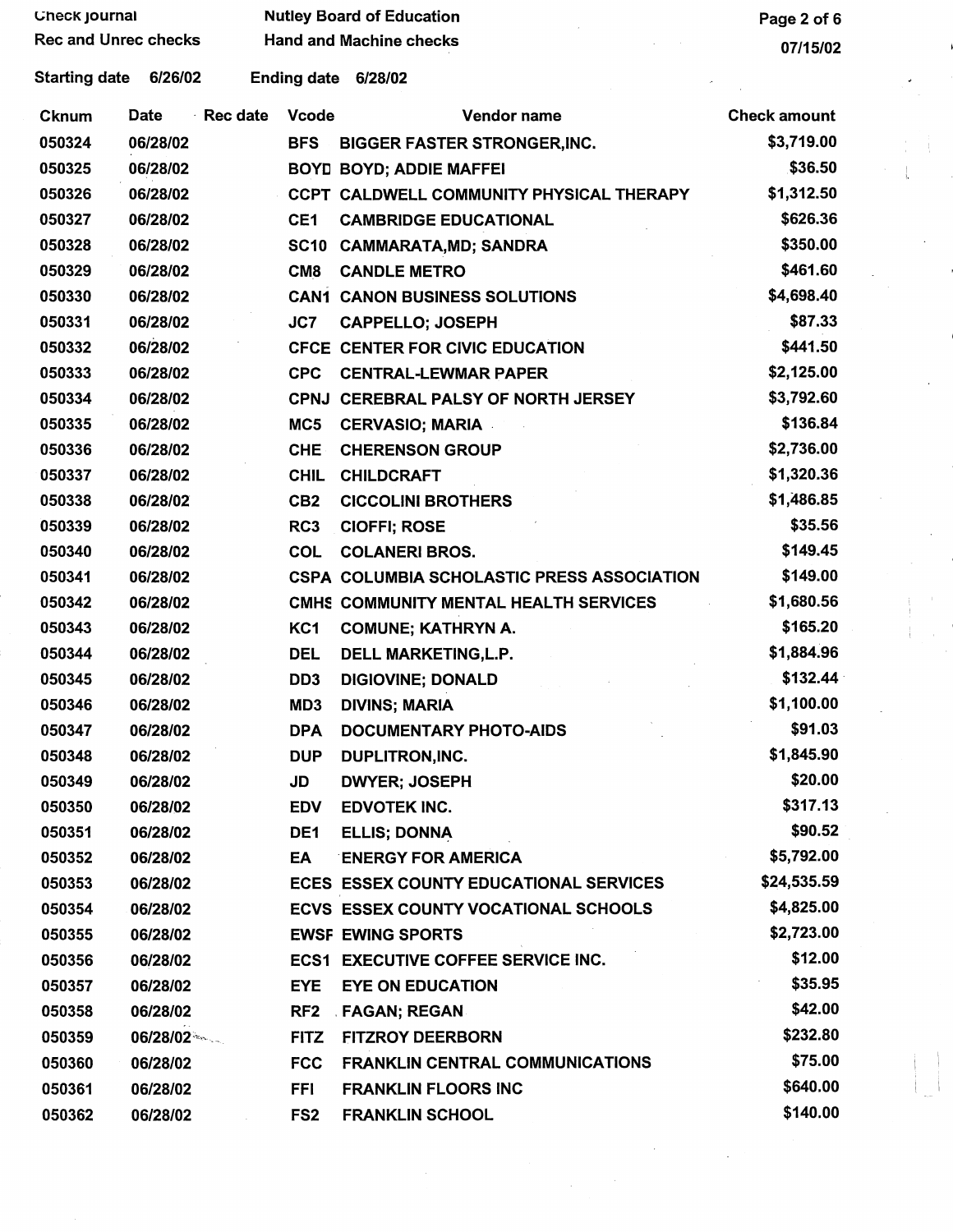Check journal | Nutley Board of Education
Rec and Unrec checks | Hand and Machine checks

07/15/02

Starting date 6/26/02 Ending date 6/28/02

| Cknum | Date | Rec date | Vcode | Vendor name | Check amount |
|---|---|---|---|---|---|
| 050324 | 06/28/02 | | BFS | BIGGER FASTER STRONGER,INC. | $3,719.00 |
| 050325 | 06/28/02 | | BOYD | BOYD; ADDIE MAFFEI | $36.50 |
| 050326 | 06/28/02 | | CCPT | CALDWELL COMMUNITY PHYSICAL THERAPY | $1,312.50 |
| 050327 | 06/28/02 | | CE1 | CAMBRIDGE EDUCATIONAL | $626.36 |
| 050328 | 06/28/02 | | SC10 | CAMMARATA,MD; SANDRA | $350.00 |
| 050329 | 06/28/02 | | CM8 | CANDLE METRO | $461.60 |
| 050330 | 06/28/02 | | CAN1 | CANON BUSINESS SOLUTIONS | $4,698.40 |
| 050331 | 06/28/02 | | JC7 | CAPPELLO; JOSEPH | $87.33 |
| 050332 | 06/28/02 | | CFCE | CENTER FOR CIVIC EDUCATION | $441.50 |
| 050333 | 06/28/02 | | CPC | CENTRAL-LEWMAR PAPER | $2,125.00 |
| 050334 | 06/28/02 | | CPNJ | CEREBRAL PALSY OF NORTH JERSEY | $3,792.60 |
| 050335 | 06/28/02 | | MC5 | CERVASIO; MARIA | $136.84 |
| 050336 | 06/28/02 | | CHE | CHERENSON GROUP | $2,736.00 |
| 050337 | 06/28/02 | | CHIL | CHILDCRAFT | $1,320.36 |
| 050338 | 06/28/02 | | CB2 | CICCOLINI BROTHERS | $1,486.85 |
| 050339 | 06/28/02 | | RC3 | CIOFFI; ROSE | $35.56 |
| 050340 | 06/28/02 | | COL | COLANERI BROS. | $149.45 |
| 050341 | 06/28/02 | | CSPA | COLUMBIA SCHOLASTIC PRESS ASSOCIATION | $149.00 |
| 050342 | 06/28/02 | | CMHS | COMMUNITY MENTAL HEALTH SERVICES | $1,680.56 |
| 050343 | 06/28/02 | | KC1 | COMUNE; KATHRYN A. | $165.20 |
| 050344 | 06/28/02 | | DEL | DELL MARKETING,L.P. | $1,884.96 |
| 050345 | 06/28/02 | | DD3 | DIGIOVINE; DONALD | $132.44 |
| 050346 | 06/28/02 | | MD3 | DIVINS; MARIA | $1,100.00 |
| 050347 | 06/28/02 | | DPA | DOCUMENTARY PHOTO-AIDS | $91.03 |
| 050348 | 06/28/02 | | DUP | DUPLITRON,INC. | $1,845.90 |
| 050349 | 06/28/02 | | JD | DWYER; JOSEPH | $20.00 |
| 050350 | 06/28/02 | | EDV | EDVOTEK INC. | $317.13 |
| 050351 | 06/28/02 | | DE1 | ELLIS; DONNA | $90.52 |
| 050352 | 06/28/02 | | EA | ENERGY FOR AMERICA | $5,792.00 |
| 050353 | 06/28/02 | | ECES | ESSEX COUNTY EDUCATIONAL SERVICES | $24,535.59 |
| 050354 | 06/28/02 | | ECVS | ESSEX COUNTY VOCATIONAL SCHOOLS | $4,825.00 |
| 050355 | 06/28/02 | | EWSF | EWING SPORTS | $2,723.00 |
| 050356 | 06/28/02 | | ECS1 | EXECUTIVE COFFEE SERVICE INC. | $12.00 |
| 050357 | 06/28/02 | | EYE | EYE ON EDUCATION | $35.95 |
| 050358 | 06/28/02 | | RF2 | FAGAN; REGAN | $42.00 |
| 050359 | 06/28/02 | | FITZ | FITZROY DEERBORN | $232.80 |
| 050360 | 06/28/02 | | FCC | FRANKLIN CENTRAL COMMUNICATIONS | $75.00 |
| 050361 | 06/28/02 | | FFI | FRANKLIN FLOORS INC | $640.00 |
| 050362 | 06/28/02 | | FS2 | FRANKLIN SCHOOL | $140.00 |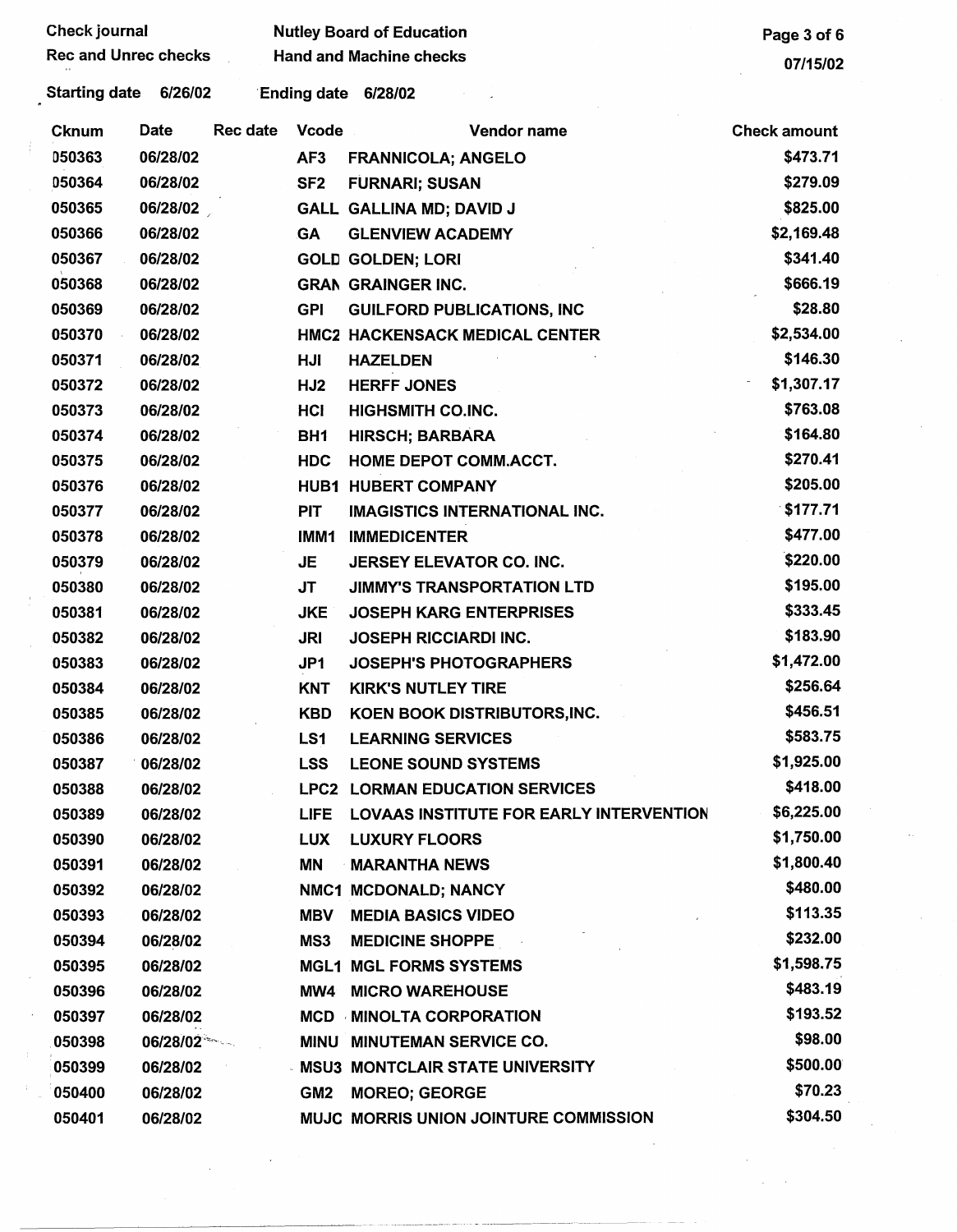Check journal

Rec and Unrec checks

Nutley Board of Education

Hand and Machine checks

07/15/02

Starting date 6/26/02 Ending date 6/28/02

| Cknum | Date | Rec date | Vcode | Vendor name | Check amount |
|---|---|---|---|---|---|
| 050363 | 06/28/02 | | AF3 | FRANNICOLA; ANGELO | $473.71 |
| 050364 | 06/28/02 | | SF2 | FURNARI; SUSAN | $279.09 |
| 050365 | 06/28/02 | | GALL | GALLINA MD; DAVID J | $825.00 |
| 050366 | 06/28/02 | | GA | GLENVIEW ACADEMY | $2,169.48 |
| 050367 | 06/28/02 | | GOLD | GOLDEN; LORI | $341.40 |
| 050368 | 06/28/02 | | GRAN | GRAINGER INC. | $666.19 |
| 050369 | 06/28/02 | | GPI | GUILFORD PUBLICATIONS, INC | $28.80 |
| 050370 | 06/28/02 | | HMC2 | HACKENSACK MEDICAL CENTER | $2,534.00 |
| 050371 | 06/28/02 | | HJI | HAZELDEN | $146.30 |
| 050372 | 06/28/02 | | HJ2 | HERFF JONES | $1,307.17 |
| 050373 | 06/28/02 | | HCI | HIGHSMITH CO.INC. | $763.08 |
| 050374 | 06/28/02 | | BH1 | HIRSCH; BARBARA | $164.80 |
| 050375 | 06/28/02 | | HDC | HOME DEPOT COMM.ACCT. | $270.41 |
| 050376 | 06/28/02 | | HUB1 | HUBERT COMPANY | $205.00 |
| 050377 | 06/28/02 | | PIT | IMAGISTICS INTERNATIONAL INC. | $177.71 |
| 050378 | 06/28/02 | | IMM1 | IMMEDICENTER | $477.00 |
| 050379 | 06/28/02 | | JE | JERSEY ELEVATOR CO. INC. | $220.00 |
| 050380 | 06/28/02 | | JT | JIMMY'S TRANSPORTATION LTD | $195.00 |
| 050381 | 06/28/02 | | JKE | JOSEPH KARG ENTERPRISES | $333.45 |
| 050382 | 06/28/02 | | JRI | JOSEPH RICCIARDI INC. | $183.90 |
| 050383 | 06/28/02 | | JP1 | JOSEPH'S PHOTOGRAPHERS | $1,472.00 |
| 050384 | 06/28/02 | | KNT | KIRK'S NUTLEY TIRE | $256.64 |
| 050385 | 06/28/02 | | KBD | KOEN BOOK DISTRIBUTORS,INC. | $456.51 |
| 050386 | 06/28/02 | | LS1 | LEARNING SERVICES | $583.75 |
| 050387 | 06/28/02 | | LSS | LEONE SOUND SYSTEMS | $1,925.00 |
| 050388 | 06/28/02 | | LPC2 | LORMAN EDUCATION SERVICES | $418.00 |
| 050389 | 06/28/02 | | LIFE | LOVAAS INSTITUTE FOR EARLY INTERVENTION | $6,225.00 |
| 050390 | 06/28/02 | | LUX | LUXURY FLOORS | $1,750.00 |
| 050391 | 06/28/02 | | MN | MARANTHA NEWS | $1,800.40 |
| 050392 | 06/28/02 | | NMC1 | MCDONALD; NANCY | $480.00 |
| 050393 | 06/28/02 | | MBV | MEDIA BASICS VIDEO | $113.35 |
| 050394 | 06/28/02 | | MS3 | MEDICINE SHOPPE | $232.00 |
| 050395 | 06/28/02 | | MGL1 | MGL FORMS SYSTEMS | $1,598.75 |
| 050396 | 06/28/02 | | MW4 | MICRO WAREHOUSE | $483.19 |
| 050397 | 06/28/02 | | MCD | MINOLTA CORPORATION | $193.52 |
| 050398 | 06/28/02 | | MINU | MINUTEMAN SERVICE CO. | $98.00 |
| 050399 | 06/28/02 | | MSU3 | MONTCLAIR STATE UNIVERSITY | $500.00 |
| 050400 | 06/28/02 | | GM2 | MOREO; GEORGE | $70.23 |
| 050401 | 06/28/02 | | MUJC | MORRIS UNION JOINTURE COMMISSION | $304.50 |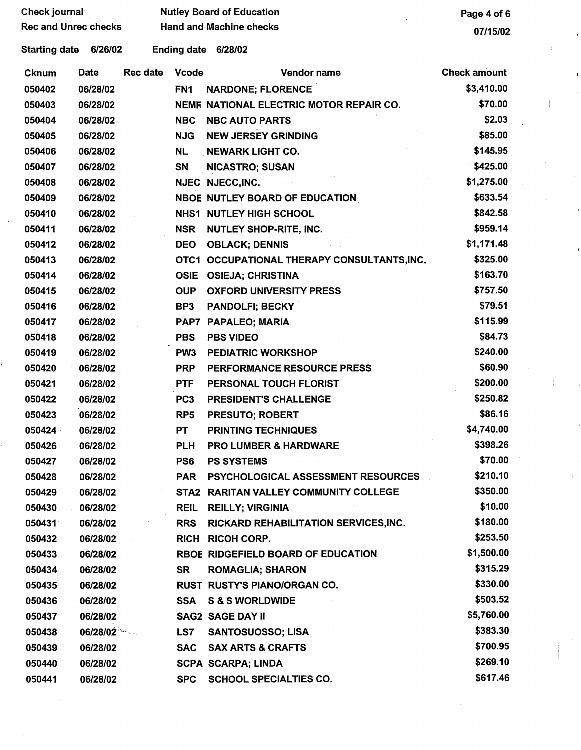Check journal | Nutley Board of Education
Rec and Unrec checks | Hand and Machine checks

Starting date 6/26/02 | Ending date 6/28/02

| Cknum | Date | Rec date | Vcode | Vendor name | Check amount |
|---|---|---|---|---|---|
| 050402 | 06/28/02 | | FN1 | NARDONE; FLORENCE | $3,410.00 |
| 050403 | 06/28/02 | | NEMR | NATIONAL ELECTRIC MOTOR REPAIR CO. | $70.00 |
| 050404 | 06/28/02 | | NBC | NBC AUTO PARTS | $2.03 |
| 050405 | 06/28/02 | | NJG | NEW JERSEY GRINDING | $85.00 |
| 050406 | 06/28/02 | | NL | NEWARK LIGHT CO. | $145.95 |
| 050407 | 06/28/02 | | SN | NICASTRO; SUSAN | $425.00 |
| 050408 | 06/28/02 | | NJEC | NJECC,INC. | $1,275.00 |
| 050409 | 06/28/02 | | NBOE | NUTLEY BOARD OF EDUCATION | $633.54 |
| 050410 | 06/28/02 | | NHS1 | NUTLEY HIGH SCHOOL | $842.58 |
| 050411 | 06/28/02 | | NSR | NUTLEY SHOP-RITE, INC. | $959.14 |
| 050412 | 06/28/02 | | DEO | OBLACK; DENNIS | $1,171.48 |
| 050413 | 06/28/02 | | OTC1 | OCCUPATIONAL THERAPY CONSULTANTS,INC. | $325.00 |
| 050414 | 06/28/02 | | OSIE | OSIEJA; CHRISTINA | $163.70 |
| 050415 | 06/28/02 | | OUP | OXFORD UNIVERSITY PRESS | $757.50 |
| 050416 | 06/28/02 | | BP3 | PANDOLFI; BECKY | $79.51 |
| 050417 | 06/28/02 | | PAP7 | PAPALEO; MARIA | $115.99 |
| 050418 | 06/28/02 | | PBS | PBS VIDEO | $84.73 |
| 050419 | 06/28/02 | | PW3 | PEDIATRIC WORKSHOP | $240.00 |
| 050420 | 06/28/02 | | PRP | PERFORMANCE RESOURCE PRESS | $60.90 |
| 050421 | 06/28/02 | | PTF | PERSONAL TOUCH FLORIST | $200.00 |
| 050422 | 06/28/02 | | PC3 | PRESIDENT'S CHALLENGE | $250.82 |
| 050423 | 06/28/02 | | RP5 | PRESUTO; ROBERT | $86.16 |
| 050424 | 06/28/02 | | PT | PRINTING TECHNIQUES | $4,740.00 |
| 050426 | 06/28/02 | | PLH | PRO LUMBER & HARDWARE | $398.26 |
| 050427 | 06/28/02 | | PS6 | PS SYSTEMS | $70.00 |
| 050428 | 06/28/02 | | PAR | PSYCHOLOGICAL ASSESSMENT RESOURCES | $210.10 |
| 050429 | 06/28/02 | | STA2 | RARITAN VALLEY COMMUNITY COLLEGE | $350.00 |
| 050430 | 06/28/02 | | REIL | REILLY; VIRGINIA | $10.00 |
| 050431 | 06/28/02 | | RRS | RICKARD REHABILITATION SERVICES,INC. | $180.00 |
| 050432 | 06/28/02 | | RICH | RICOH CORP. | $253.50 |
| 050433 | 06/28/02 | | RBOE | RIDGEFIELD BOARD OF EDUCATION | $1,500.00 |
| 050434 | 06/28/02 | | SR | ROMAGLIA; SHARON | $315.29 |
| 050435 | 06/28/02 | | RUST | RUSTY'S PIANO/ORGAN CO. | $330.00 |
| 050436 | 06/28/02 | | SSA | S & S WORLDWIDE | $503.52 |
| 050437 | 06/28/02 | | SAG2 | SAGE DAY II | $5,760.00 |
| 050438 | 06/28/02 | | LS7 | SANTOSUOSSO; LISA | $383.30 |
| 050439 | 06/28/02 | | SAC | SAX ARTS & CRAFTS | $700.95 |
| 050440 | 06/28/02 | | SCPA | SCARPA; LINDA | $269.10 |
| 050441 | 06/28/02 | | SPC | SCHOOL SPECIALTIES CO. | $617.46 |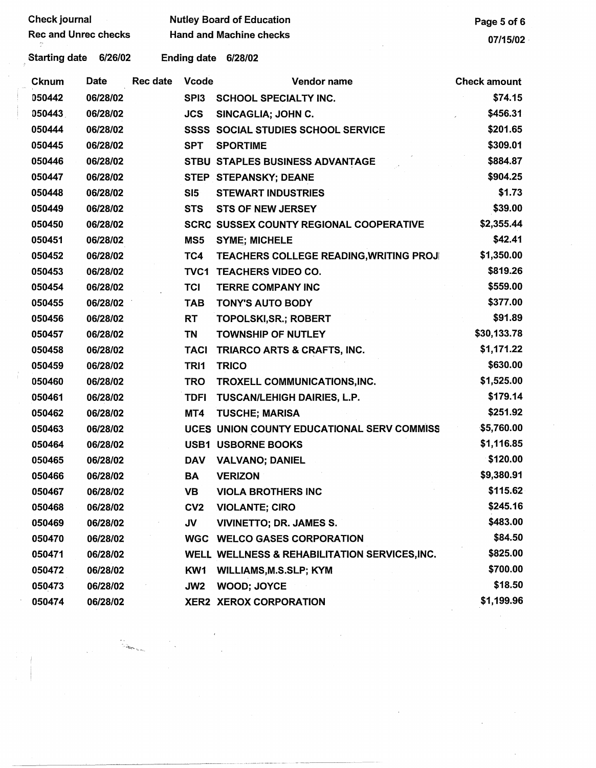Check journal | Nutley Board of Education
Rec and Unrec checks | Hand and Machine checks

07/15/02

Starting date 6/26/02 Ending date 6/28/02

| Cknum | Date | Rec date | Vcode | Vendor name | Check amount |
|---|---|---|---|---|---|
| 050442 | 06/28/02 | | SPI3 | SCHOOL SPECIALTY INC. | $74.15 |
| 050443 | 06/28/02 | | JCS | SINCAGLIA; JOHN C. | $456.31 |
| 050444 | 06/28/02 | | SSSS | SOCIAL STUDIES SCHOOL SERVICE | $201.65 |
| 050445 | 06/28/02 | | SPT | SPORTIME | $309.01 |
| 050446 | 06/28/02 | | STBU | STAPLES BUSINESS ADVANTAGE | $884.87 |
| 050447 | 06/28/02 | | STEP | STEPANSKY; DEANE | $904.25 |
| 050448 | 06/28/02 | | SI5 | STEWART INDUSTRIES | $1.73 |
| 050449 | 06/28/02 | | STS | STS OF NEW JERSEY | $39.00 |
| 050450 | 06/28/02 | | SCRC | SUSSEX COUNTY REGIONAL COOPERATIVE | $2,355.44 |
| 050451 | 06/28/02 | | MS5 | SYME; MICHELE | $42.41 |
| 050452 | 06/28/02 | | TC4 | TEACHERS COLLEGE READING,WRITING PROJ | $1,350.00 |
| 050453 | 06/28/02 | | TVC1 | TEACHERS VIDEO CO. | $819.26 |
| 050454 | 06/28/02 | | TCI | TERRE COMPANY INC | $559.00 |
| 050455 | 06/28/02 | | TAB | TONY'S AUTO BODY | $377.00 |
| 050456 | 06/28/02 | | RT | TOPOLSKI,SR.; ROBERT | $91.89 |
| 050457 | 06/28/02 | | TN | TOWNSHIP OF NUTLEY | $30,133.78 |
| 050458 | 06/28/02 | | TACI | TRIARCO ARTS & CRAFTS, INC. | $1,171.22 |
| 050459 | 06/28/02 | | TRI1 | TRICO | $630.00 |
| 050460 | 06/28/02 | | TRO | TROXELL COMMUNICATIONS,INC. | $1,525.00 |
| 050461 | 06/28/02 | | TDFI | TUSCAN/LEHIGH DAIRIES, L.P. | $179.14 |
| 050462 | 06/28/02 | | MT4 | TUSCHE; MARISA | $251.92 |
| 050463 | 06/28/02 | | UCES | UNION COUNTY EDUCATIONAL SERV COMMISS | $5,760.00 |
| 050464 | 06/28/02 | | USB1 | USBORNE BOOKS | $1,116.85 |
| 050465 | 06/28/02 | | DAV | VALVANO; DANIEL | $120.00 |
| 050466 | 06/28/02 | | BA | VERIZON | $9,380.91 |
| 050467 | 06/28/02 | | VB | VIOLA BROTHERS INC | $115.62 |
| 050468 | 06/28/02 | | CV2 | VIOLANTE; CIRO | $245.16 |
| 050469 | 06/28/02 | | JV | VIVINETTO; DR. JAMES S. | $483.00 |
| 050470 | 06/28/02 | | WGC | WELCO GASES CORPORATION | $84.50 |
| 050471 | 06/28/02 | | WELL | WELLNESS & REHABILITATION SERVICES,INC. | $825.00 |
| 050472 | 06/28/02 | | KW1 | WILLIAMS,M.S.SLP; KYM | $700.00 |
| 050473 | 06/28/02 | | JW2 | WOOD; JOYCE | $18.50 |
| 050474 | 06/28/02 | | XER2 | XEROX CORPORATION | $1,199.96 |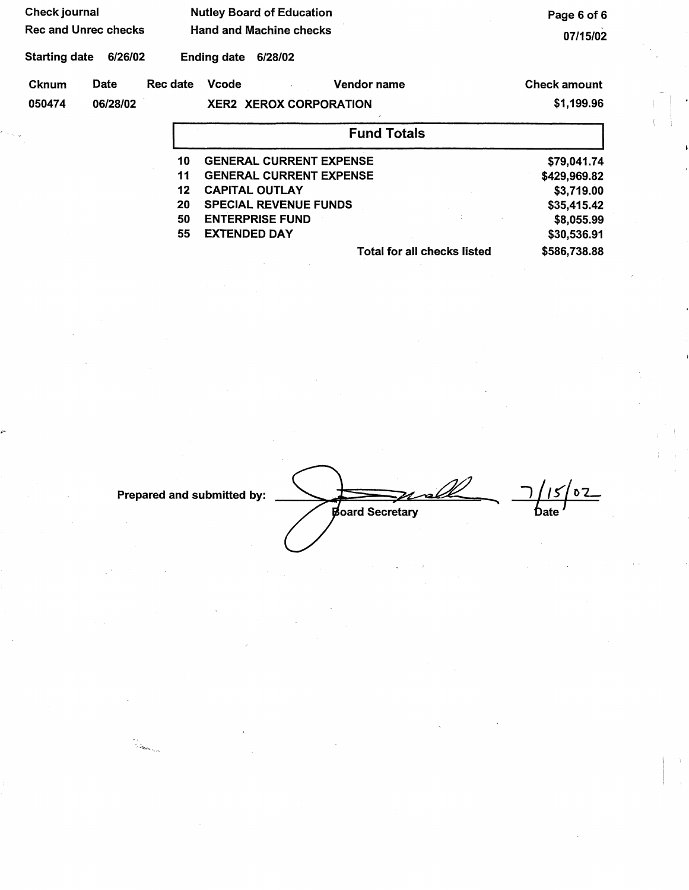Check journal
Rec and Unrec checks

Nutley Board of Education
Hand and Machine checks

07/15/02

Starting date 6/26/02 Ending date 6/28/02

| Cknum | Date | Rec date | Vcode | Vendor name | Check amount |
|---|---|---|---|---|---|
| 050474 | 06/28/02 | | XER2 | XEROX CORPORATION | $1,199.96 |

## Fund Totals

| | | |
|---|---|---|
| 10 | GENERAL CURRENT EXPENSE | $79,041.74 |
| 11 | GENERAL CURRENT EXPENSE | $429,969.82 |
| 12 | CAPITAL OUTLAY | $3,719.00 |
| 20 | SPECIAL REVENUE FUNDS | $35,415.42 |
| 50 | ENTERPRISE FUND | $8,055.99 |
| 55 | EXTENDED DAY | $30,536.91 |
| | Total for all checks listed | $586,738.88 |

Prepared and submitted by: ______________________ 7/15/02
Board Secretary Date